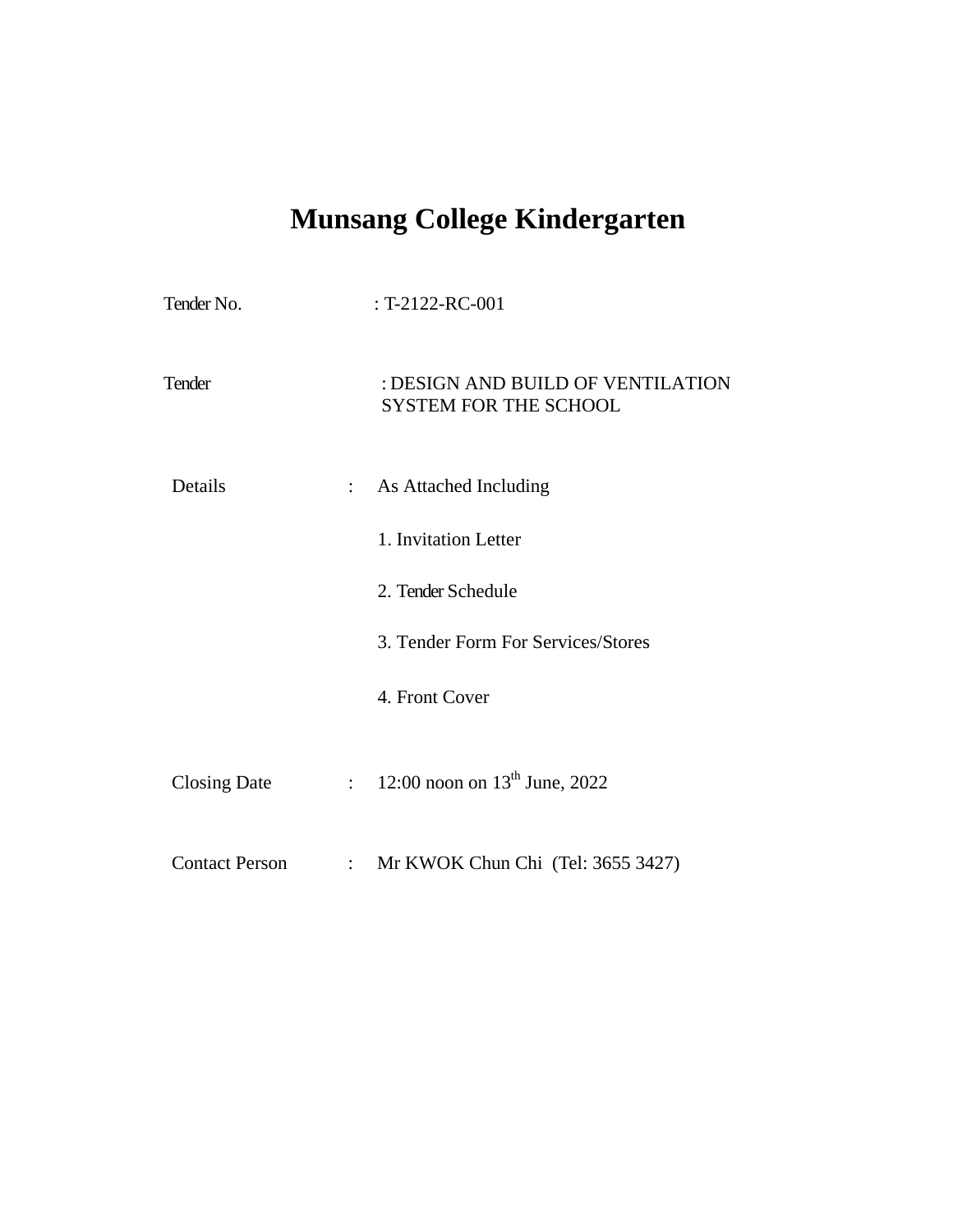# Munsang College Kindergarten

| | | |
|---|---|---|
| Tender No. | : | T-2122-RC-001 |
| Tender | : | DESIGN AND BUILD OF VENTILATION SYSTEM FOR THE SCHOOL |
| Details | : | As Attached Including |
| | | 1. Invitation Letter |
| | | 2. Tender Schedule |
| | | 3. Tender Form For Services/Stores |
| | | 4. Front Cover |
| Closing Date | : | 12:00 noon on 13th June, 2022 |
| Contact Person | : | Mr KWOK Chun Chi (Tel: 3655 3427) |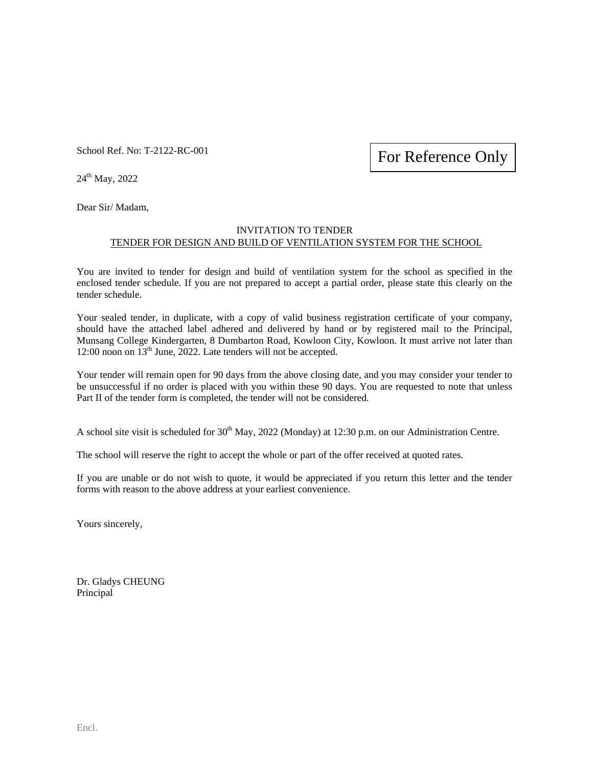School Ref. No: T-2122-RC-001

For Reference Only

24th May, 2022

Dear Sir/ Madam,

INVITATION TO TENDER

<u>TENDER FOR DESIGN AND BUILD OF VENTILATION SYSTEM FOR THE SCHOOL</u>

You are invited to tender for design and build of ventilation system for the school as specified in the enclosed tender schedule. If you are not prepared to accept a partial order, please state this clearly on the tender schedule.

Your sealed tender, in duplicate, with a copy of valid business registration certificate of your company, should have the attached label adhered and delivered by hand or by registered mail to the Principal, Munsang College Kindergarten, 8 Dumbarton Road, Kowloon City, Kowloon. It must arrive not later than 12:00 noon on 13th June, 2022. Late tenders will not be accepted.

Your tender will remain open for 90 days from the above closing date, and you may consider your tender to be unsuccessful if no order is placed with you within these 90 days. You are requested to note that unless Part II of the tender form is completed, the tender will not be considered.

A school site visit is scheduled for 30th May, 2022 (Monday) at 12:30 p.m. on our Administration Centre.

The school will reserve the right to accept the whole or part of the offer received at quoted rates.

If you are unable or do not wish to quote, it would be appreciated if you return this letter and the tender forms with reason to the above address at your earliest convenience.

Yours sincerely,

Dr. Gladys CHEUNG
Principal

Encl.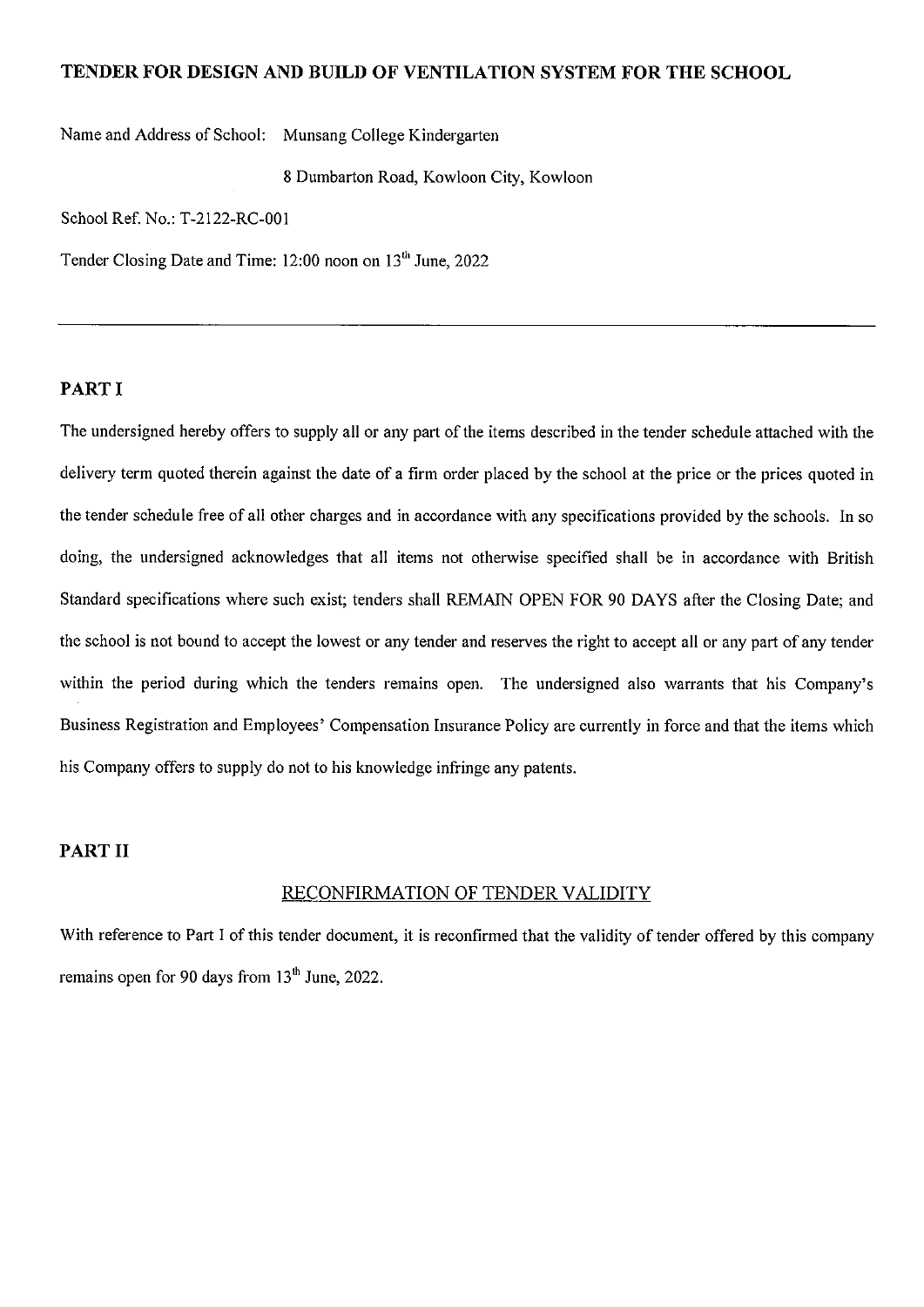**TENDER FOR DESIGN AND BUILD OF VENTILATION SYSTEM FOR THE SCHOOL**

Name and Address of School: Munsang College Kindergarten

8 Dumbarton Road, Kowloon City, Kowloon

School Ref. No.: T-2122-RC-001

Tender Closing Date and Time: 12:00 noon on 13th June, 2022

---

## PART I

The undersigned hereby offers to supply all or any part of the items described in the tender schedule attached with the delivery term quoted therein against the date of a firm order placed by the school at the price or the prices quoted in the tender schedule free of all other charges and in accordance with any specifications provided by the schools. In so doing, the undersigned acknowledges that all items not otherwise specified shall be in accordance with British Standard specifications where such exist; tenders shall REMAIN OPEN FOR 90 DAYS after the Closing Date; and the school is not bound to accept the lowest or any tender and reserves the right to accept all or any part of any tender within the period during which the tenders remains open. The undersigned also warrants that his Company's Business Registration and Employees' Compensation Insurance Policy are currently in force and that the items which his Company offers to supply do not to his knowledge infringe any patents.

## PART II

RECONFIRMATION OF TENDER VALIDITY

With reference to Part I of this tender document, it is reconfirmed that the validity of tender offered by this company remains open for 90 days from 13th June, 2022.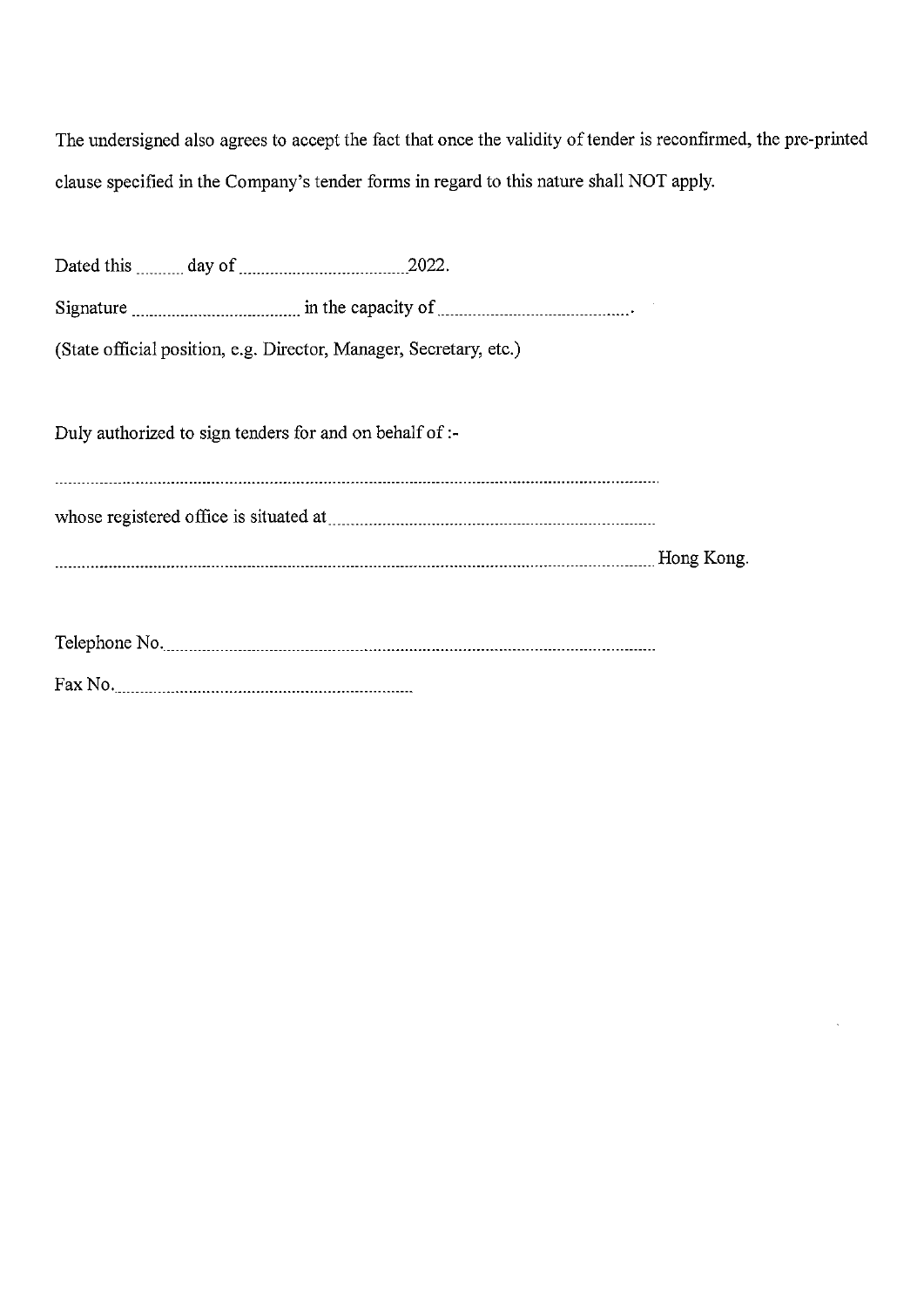The undersigned also agrees to accept the fact that once the validity of tender is reconfirmed, the pre-printed clause specified in the Company's tender forms in regard to this nature shall NOT apply.

Dated this .......... day of .................................... 2022.

Signature .................................... in the capacity of .......................................... .

(State official position, e.g. Director, Manager, Secretary, etc.)

Duly authorized to sign tenders for and on behalf of :-

..........................................................................................................................................

whose registered office is situated at ........................................................................

.......................................................................................................................................... Hong Kong.

Telephone No. ........................................................................................................

Fax No. ...................................................................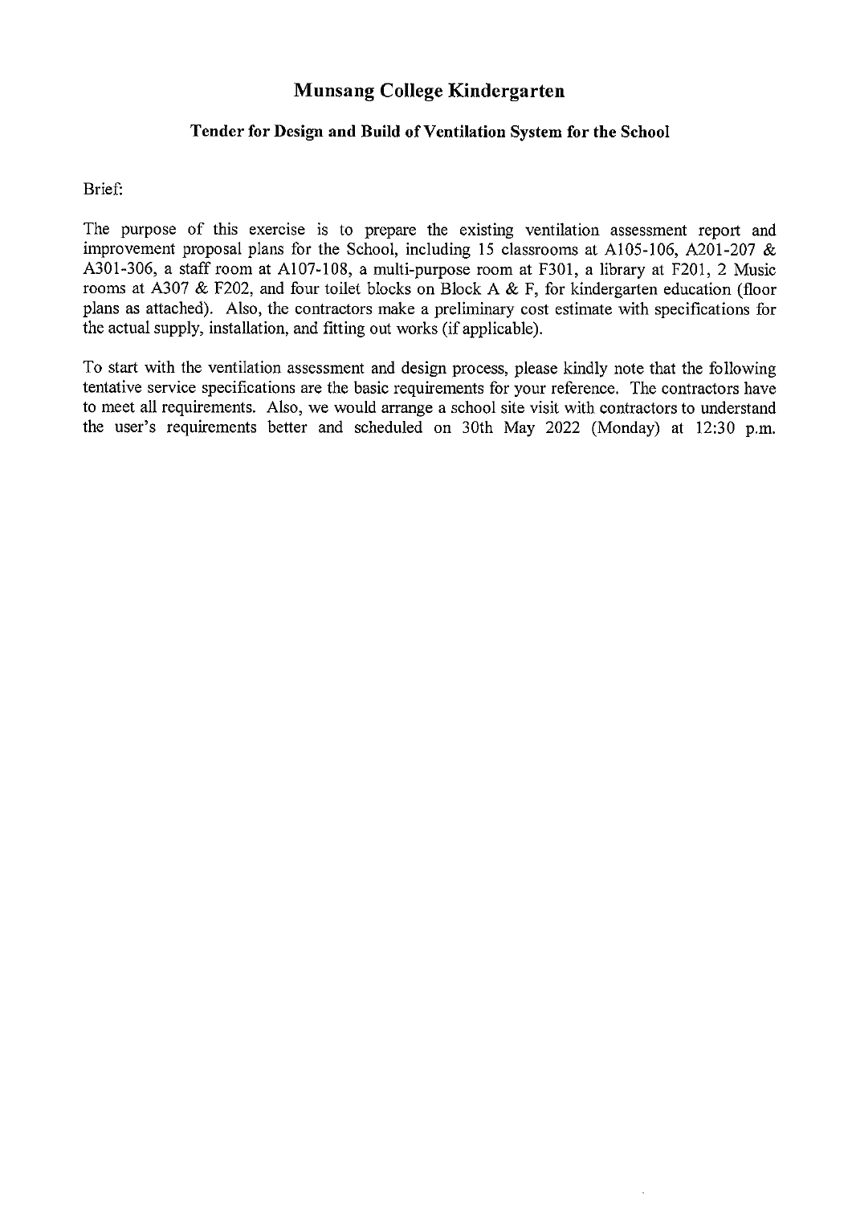# Munsang College Kindergarten

## Tender for Design and Build of Ventilation System for the School

Brief:

The purpose of this exercise is to prepare the existing ventilation assessment report and improvement proposal plans for the School, including 15 classrooms at A105-106, A201-207 & A301-306, a staff room at A107-108, a multi-purpose room at F301, a library at F201, 2 Music rooms at A307 & F202, and four toilet blocks on Block A & F, for kindergarten education (floor plans as attached). Also, the contractors make a preliminary cost estimate with specifications for the actual supply, installation, and fitting out works (if applicable).

To start with the ventilation assessment and design process, please kindly note that the following tentative service specifications are the basic requirements for your reference. The contractors have to meet all requirements. Also, we would arrange a school site visit with contractors to understand the user's requirements better and scheduled on 30th May 2022 (Monday) at 12:30 p.m.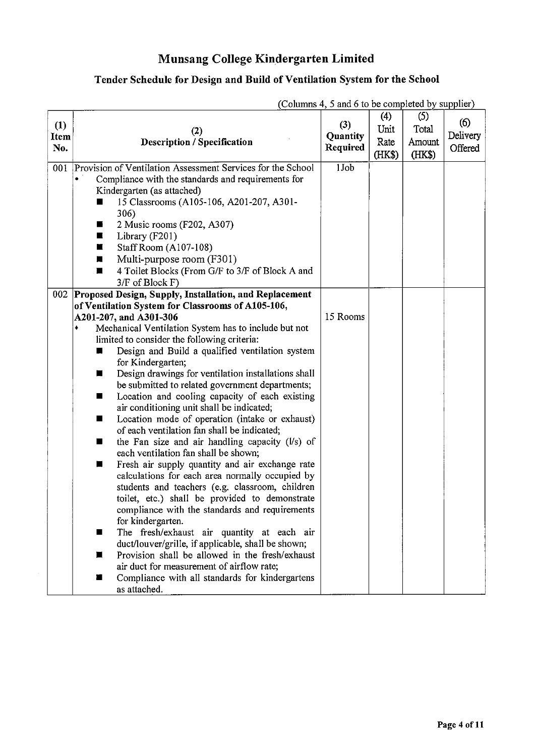# Munsang College Kindergarten Limited

## Tender Schedule for Design and Build of Ventilation System for the School

(Columns 4, 5 and 6 to be completed by supplier)

| (1) Item No. | (2) Description / Specification | (3) Quantity Required | (4) Unit Rate (HK$) | (5) Total Amount (HK$) | (6) Delivery Offered |
|---|---|---|---|---|---|
| 001 | Provision of Ventilation Assessment Services for the School<br>• Compliance with the standards and requirements for Kindergarten (as attached)<br>■ 15 Classrooms (A105-106, A201-207, A301-306)<br>■ 2 Music rooms (F202, A307)<br>■ Library (F201)<br>■ Staff Room (A107-108)<br>■ Multi-purpose room (F301)<br>■ 4 Toilet Blocks (From G/F to 3/F of Block A and 3/F of Block F) | 1Job | | | |
| 002 | **Proposed Design, Supply, Installation, and Replacement of Ventilation System for Classrooms of A105-106, A201-207, and A301-306**<br>• Mechanical Ventilation System has to include but not limited to consider the following criteria:<br>■ Design and Build a qualified ventilation system for Kindergarten;<br>■ Design drawings for ventilation installations shall be submitted to related government departments;<br>■ Location and cooling capacity of each existing air conditioning unit shall be indicated;<br>■ Location mode of operation (intake or exhaust) of each ventilation fan shall be indicated;<br>■ the Fan size and air handling capacity (l/s) of each ventilation fan shall be shown;<br>■ Fresh air supply quantity and air exchange rate calculations for each area normally occupied by students and teachers (e.g. classroom, children toilet, etc.) shall be provided to demonstrate compliance with the standards and requirements for kindergarten.<br>■ The fresh/exhaust air quantity at each air duct/louver/grille, if applicable, shall be shown;<br>■ Provision shall be allowed in the fresh/exhaust air duct for measurement of airflow rate;<br>■ Compliance with all standards for kindergartens as attached. | 15 Rooms | | | |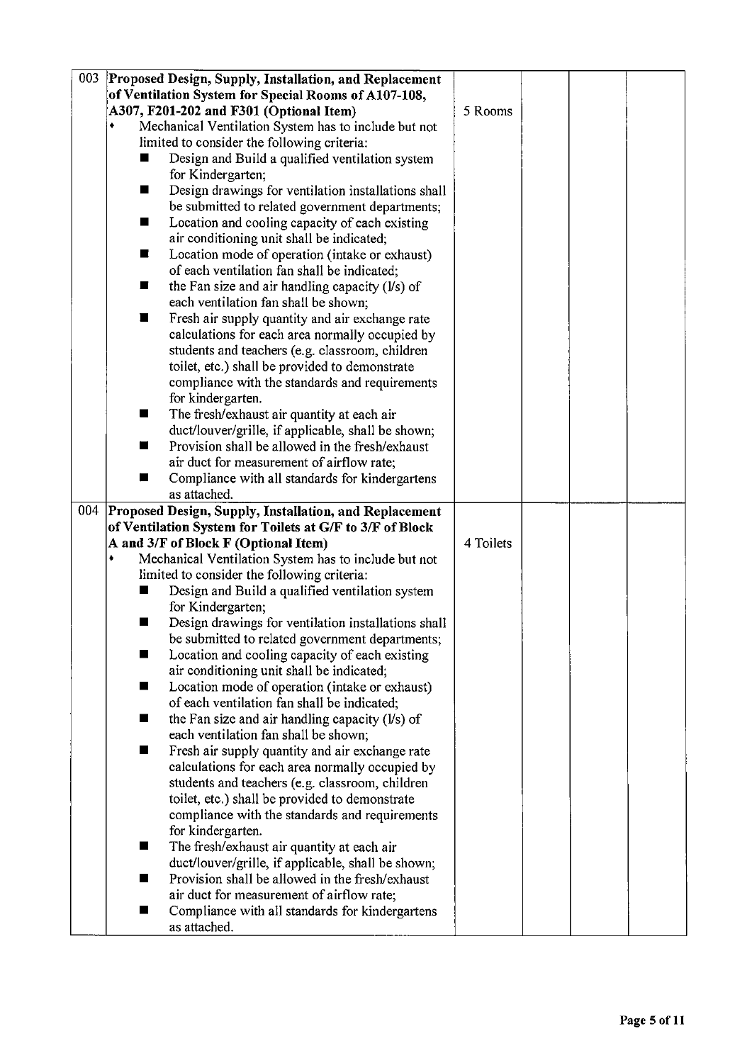| 003 | **Proposed Design, Supply, Installation, and Replacement of Ventilation System for Special Rooms of A107-108, A307, F201-202 and F301 (Optional Item)**<br>♦ Mechanical Ventilation System has to include but not limited to consider the following criteria:<br>■ Design and Build a qualified ventilation system for Kindergarten;<br>■ Design drawings for ventilation installations shall be submitted to related government departments;<br>■ Location and cooling capacity of each existing air conditioning unit shall be indicated;<br>■ Location mode of operation (intake or exhaust) of each ventilation fan shall be indicated;<br>■ the Fan size and air handling capacity (l/s) of each ventilation fan shall be shown;<br>■ Fresh air supply quantity and air exchange rate calculations for each area normally occupied by students and teachers (e.g. classroom, children toilet, etc.) shall be provided to demonstrate compliance with the standards and requirements for kindergarten.<br>■ The fresh/exhaust air quantity at each air duct/louver/grille, if applicable, shall be shown;<br>■ Provision shall be allowed in the fresh/exhaust air duct for measurement of airflow rate;<br>■ Compliance with all standards for kindergartens as attached. | 5 Rooms | | | |
|---|---|---|---|---|---|
| 004 | **Proposed Design, Supply, Installation, and Replacement of Ventilation System for Toilets at G/F to 3/F of Block A and 3/F of Block F (Optional Item)**<br>♦ Mechanical Ventilation System has to include but not limited to consider the following criteria:<br>■ Design and Build a qualified ventilation system for Kindergarten;<br>■ Design drawings for ventilation installations shall be submitted to related government departments;<br>■ Location and cooling capacity of each existing air conditioning unit shall be indicated;<br>■ Location mode of operation (intake or exhaust) of each ventilation fan shall be indicated;<br>■ the Fan size and air handling capacity (l/s) of each ventilation fan shall be shown;<br>■ Fresh air supply quantity and air exchange rate calculations for each area normally occupied by students and teachers (e.g. classroom, children toilet, etc.) shall be provided to demonstrate compliance with the standards and requirements for kindergarten.<br>■ The fresh/exhaust air quantity at each air duct/louver/grille, if applicable, shall be shown;<br>■ Provision shall be allowed in the fresh/exhaust air duct for measurement of airflow rate;<br>■ Compliance with all standards for kindergartens as attached. | 4 Toilets | | | |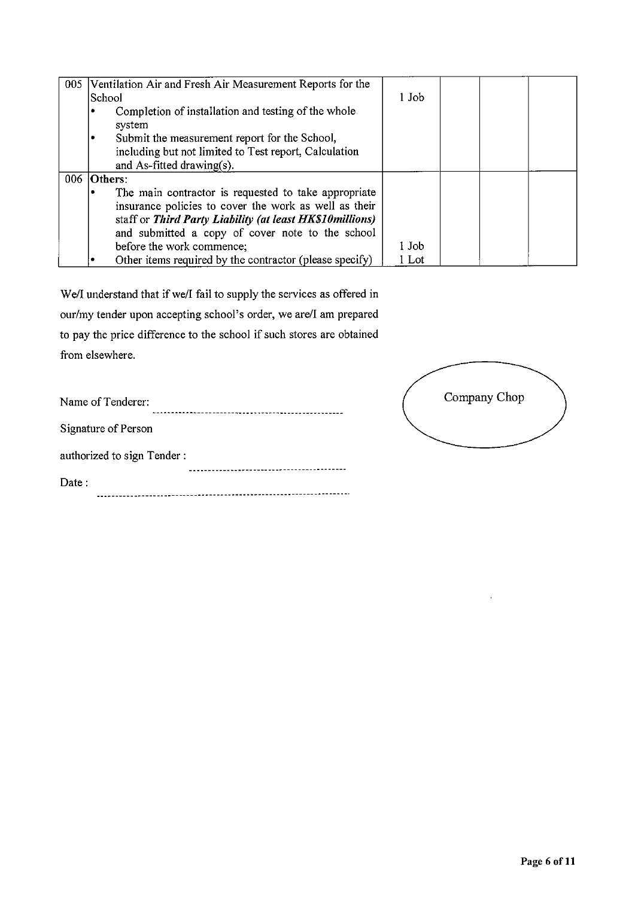| | | | | | |
|---|---|---|---|---|---|
| 005 | Ventilation Air and Fresh Air Measurement Reports for the School<br>• Completion of installation and testing of the whole system<br>• Submit the measurement report for the School, including but not limited to Test report, Calculation and As-fitted drawing(s). | 1 Job | | | |
| 006 | **Others**:<br>• The main contractor is requested to take appropriate insurance policies to cover the work as well as their staff or ***Third Party Liability (at least HK$10millions)*** and submitted a copy of cover note to the school before the work commence;<br>• Other items required by the contractor (please specify) | 1 Job<br>1 Lot | | | |

We/I understand that if we/I fail to supply the services as offered in our/my tender upon accepting school's order, we are/I am prepared to pay the price difference to the school if such stores are obtained from elsewhere.

Name of Tenderer: ------------------------------------------------

Signature of Person

authorized to sign Tender : ----------------------------------------

Date : ------------------------------------------------------------------

Company Chop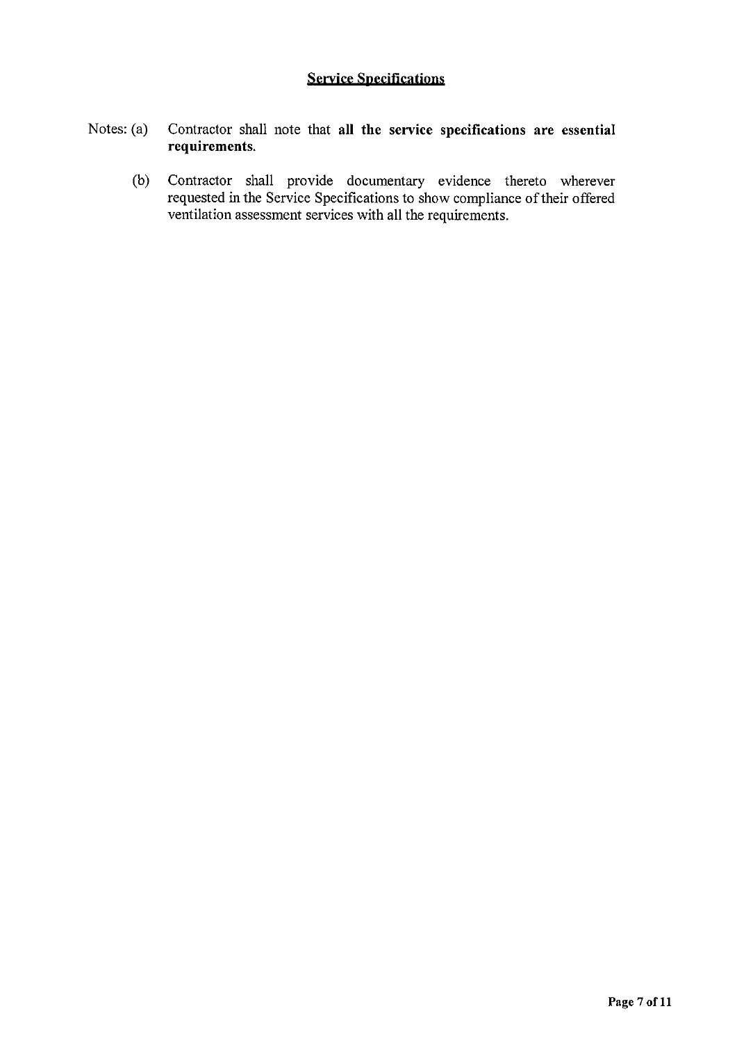## Service Specifications

Notes: (a) Contractor shall note that **all the service specifications are essential requirements**.

(b) Contractor shall provide documentary evidence thereto wherever requested in the Service Specifications to show compliance of their offered ventilation assessment services with all the requirements.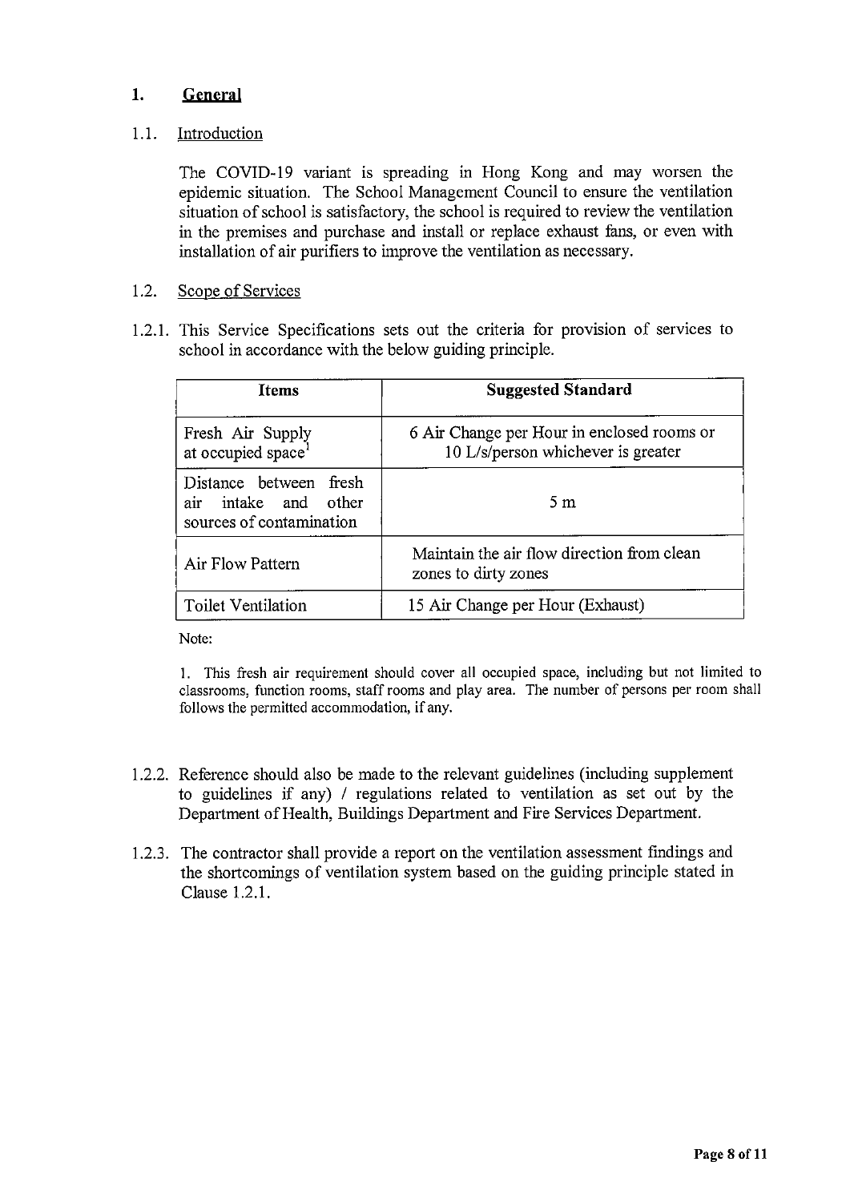## 1. General

### 1.1. Introduction

The COVID-19 variant is spreading in Hong Kong and may worsen the epidemic situation. The School Management Council to ensure the ventilation situation of school is satisfactory, the school is required to review the ventilation in the premises and purchase and install or replace exhaust fans, or even with installation of air purifiers to improve the ventilation as necessary.

### 1.2. Scope of Services

1.2.1. This Service Specifications sets out the criteria for provision of services to school in accordance with the below guiding principle.

| Items | Suggested Standard |
|---|---|
| Fresh Air Supply at occupied space[1] | 6 Air Change per Hour in enclosed rooms or 10 L/s/person whichever is greater |
| Distance between fresh air intake and other sources of contamination | 5 m |
| Air Flow Pattern | Maintain the air flow direction from clean zones to dirty zones |
| Toilet Ventilation | 15 Air Change per Hour (Exhaust) |

Note:

1. This fresh air requirement should cover all occupied space, including but not limited to classrooms, function rooms, staff rooms and play area. The number of persons per room shall follows the permitted accommodation, if any.

1.2.2. Reference should also be made to the relevant guidelines (including supplement to guidelines if any) / regulations related to ventilation as set out by the Department of Health, Buildings Department and Fire Services Department.

1.2.3. The contractor shall provide a report on the ventilation assessment findings and the shortcomings of ventilation system based on the guiding principle stated in Clause 1.2.1.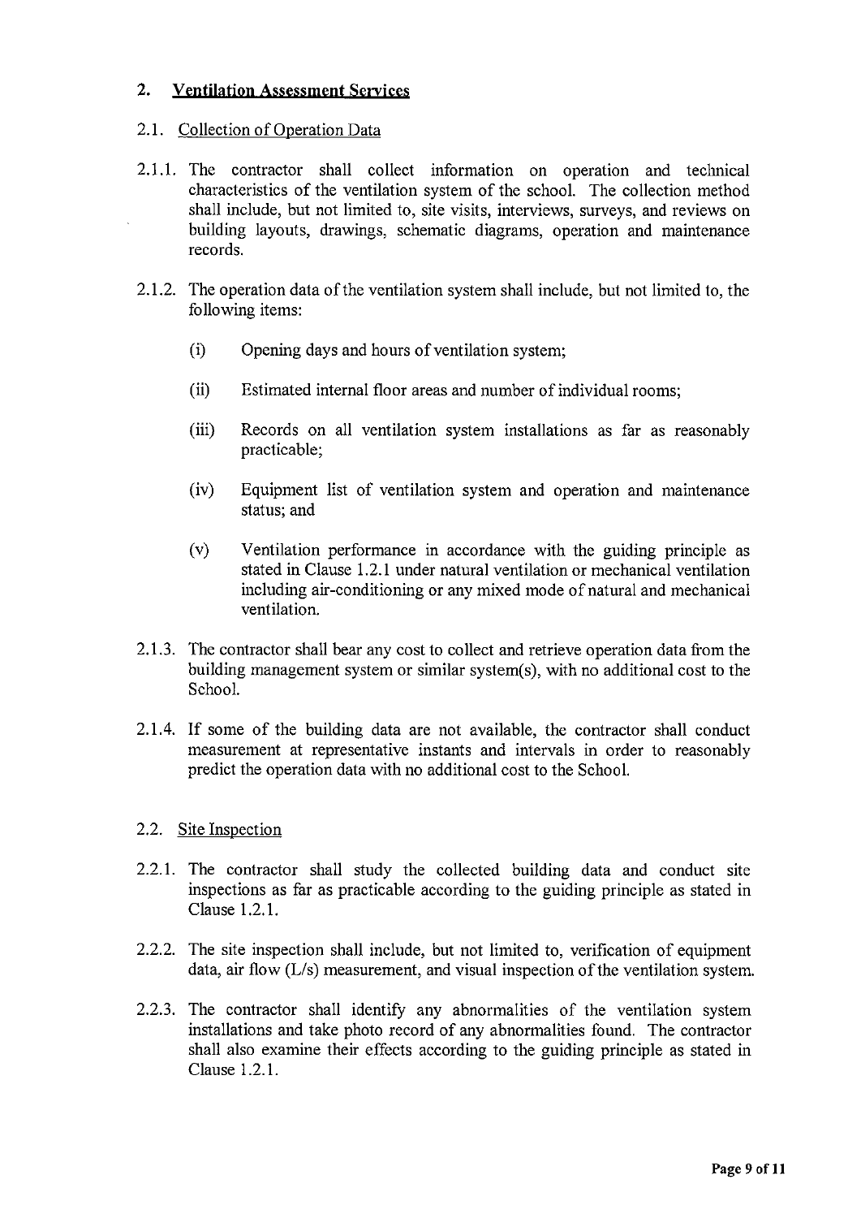## 2. Ventilation Assessment Services

### 2.1. Collection of Operation Data

2.1.1. The contractor shall collect information on operation and technical characteristics of the ventilation system of the school. The collection method shall include, but not limited to, site visits, interviews, surveys, and reviews on building layouts, drawings, schematic diagrams, operation and maintenance records.

2.1.2. The operation data of the ventilation system shall include, but not limited to, the following items:

- (i) Opening days and hours of ventilation system;
- (ii) Estimated internal floor areas and number of individual rooms;
- (iii) Records on all ventilation system installations as far as reasonably practicable;
- (iv) Equipment list of ventilation system and operation and maintenance status; and
- (v) Ventilation performance in accordance with the guiding principle as stated in Clause 1.2.1 under natural ventilation or mechanical ventilation including air-conditioning or any mixed mode of natural and mechanical ventilation.

2.1.3. The contractor shall bear any cost to collect and retrieve operation data from the building management system or similar system(s), with no additional cost to the School.

2.1.4. If some of the building data are not available, the contractor shall conduct measurement at representative instants and intervals in order to reasonably predict the operation data with no additional cost to the School.

### 2.2. Site Inspection

2.2.1. The contractor shall study the collected building data and conduct site inspections as far as practicable according to the guiding principle as stated in Clause 1.2.1.

2.2.2. The site inspection shall include, but not limited to, verification of equipment data, air flow (L/s) measurement, and visual inspection of the ventilation system.

2.2.3. The contractor shall identify any abnormalities of the ventilation system installations and take photo record of any abnormalities found. The contractor shall also examine their effects according to the guiding principle as stated in Clause 1.2.1.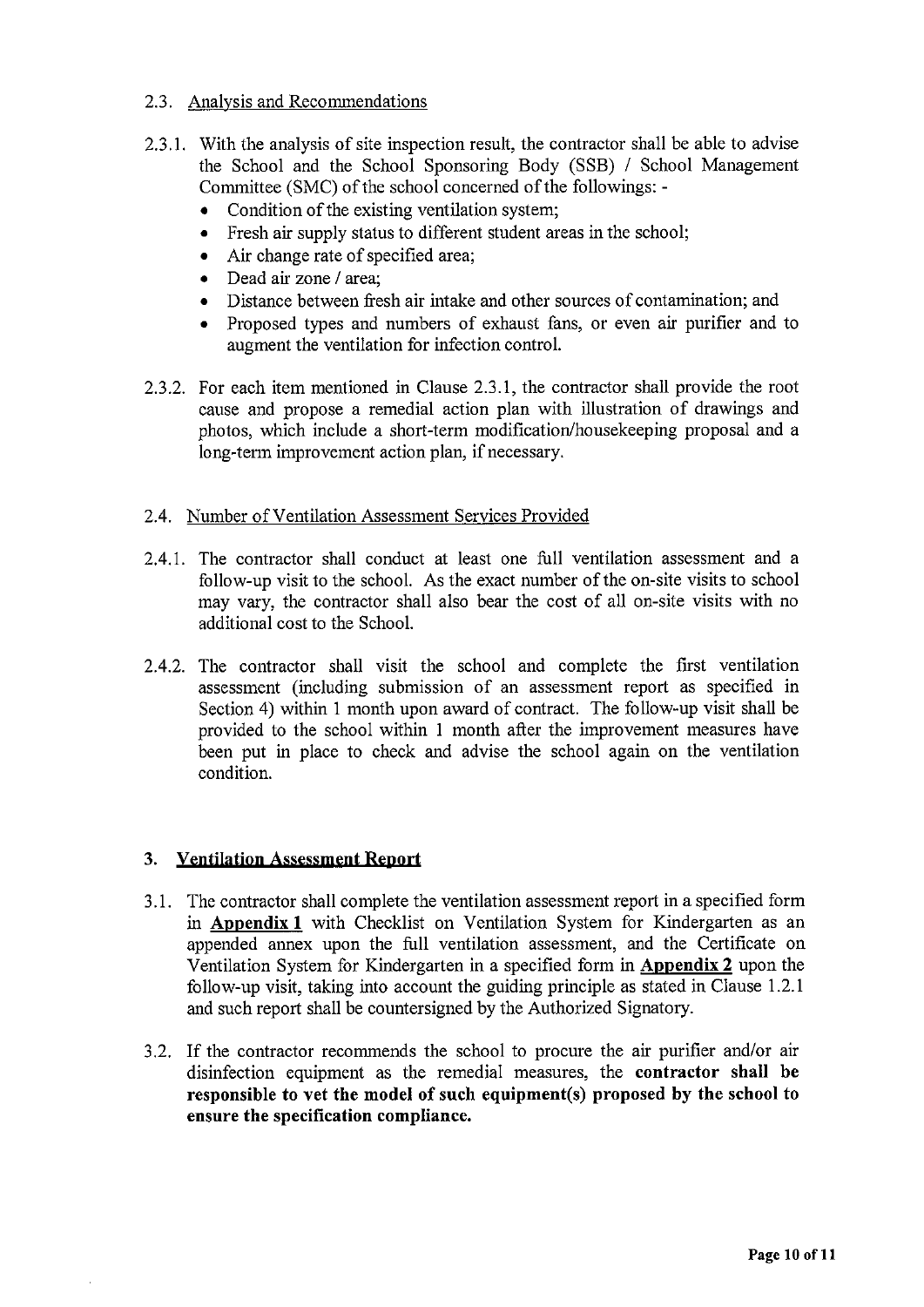### 2.3. Analysis and Recommendations

2.3.1. With the analysis of site inspection result, the contractor shall be able to advise the School and the School Sponsoring Body (SSB) / School Management Committee (SMC) of the school concerned of the followings: -

- Condition of the existing ventilation system;
- Fresh air supply status to different student areas in the school;
- Air change rate of specified area;
- Dead air zone / area;
- Distance between fresh air intake and other sources of contamination; and
- Proposed types and numbers of exhaust fans, or even air purifier and to augment the ventilation for infection control.

2.3.2. For each item mentioned in Clause 2.3.1, the contractor shall provide the root cause and propose a remedial action plan with illustration of drawings and photos, which include a short-term modification/housekeeping proposal and a long-term improvement action plan, if necessary.

### 2.4. Number of Ventilation Assessment Services Provided

2.4.1. The contractor shall conduct at least one full ventilation assessment and a follow-up visit to the school. As the exact number of the on-site visits to school may vary, the contractor shall also bear the cost of all on-site visits with no additional cost to the School.

2.4.2. The contractor shall visit the school and complete the first ventilation assessment (including submission of an assessment report as specified in Section 4) within 1 month upon award of contract. The follow-up visit shall be provided to the school within 1 month after the improvement measures have been put in place to check and advise the school again on the ventilation condition.

## 3. Ventilation Assessment Report

3.1. The contractor shall complete the ventilation assessment report in a specified form in **Appendix 1** with Checklist on Ventilation System for Kindergarten as an appended annex upon the full ventilation assessment, and the Certificate on Ventilation System for Kindergarten in a specified form in **Appendix 2** upon the follow-up visit, taking into account the guiding principle as stated in Clause 1.2.1 and such report shall be countersigned by the Authorized Signatory.

3.2. If the contractor recommends the school to procure the air purifier and/or air disinfection equipment as the remedial measures, the **contractor shall be responsible to vet the model of such equipment(s) proposed by the school to ensure the specification compliance.**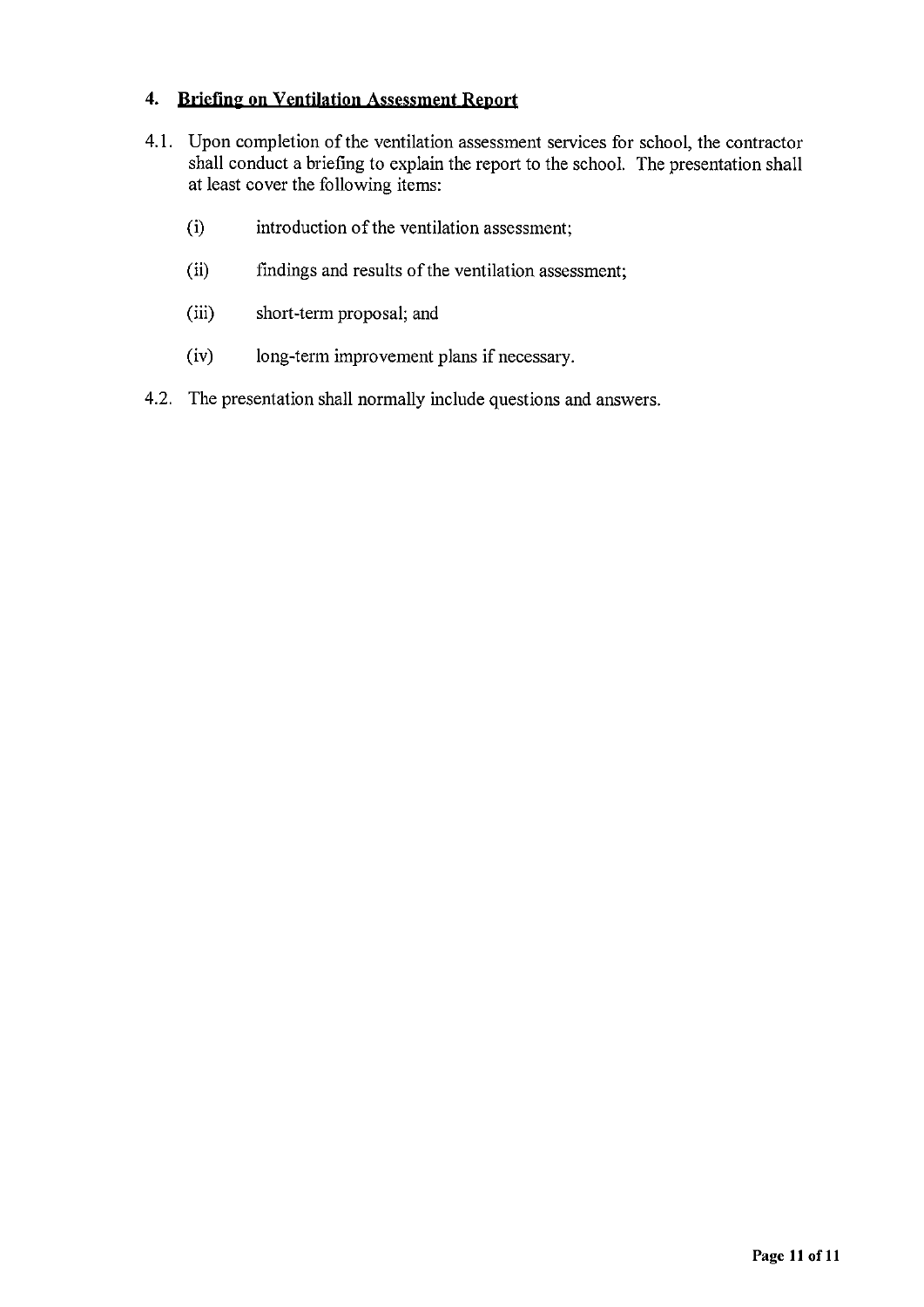## 4. Briefing on Ventilation Assessment Report

4.1. Upon completion of the ventilation assessment services for school, the contractor shall conduct a briefing to explain the report to the school. The presentation shall at least cover the following items:

(i) introduction of the ventilation assessment;

(ii) findings and results of the ventilation assessment;

(iii) short-term proposal; and

(iv) long-term improvement plans if necessary.

4.2. The presentation shall normally include questions and answers.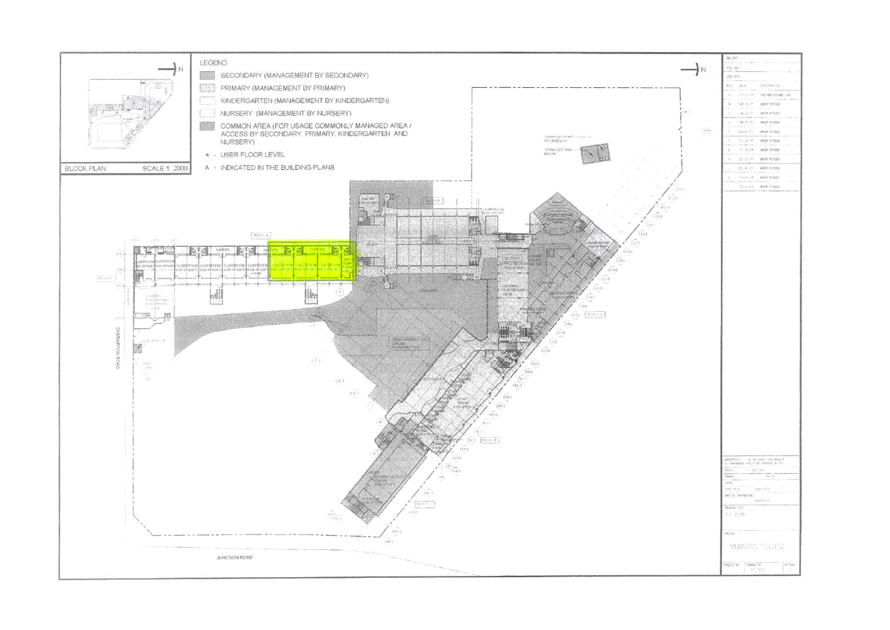LEGEND:

- SECONDARY (MANAGEMENT BY SECONDARY)
- PRIMARY (MANAGEMENT BY PRIMARY)
- KINDERGARTEN (MANAGEMENT BY KINDERGARTEN)
- NURSERY (MANAGEMENT BY NURSERY)
- COMMON AREA (FOR USAGE COMMONLY MANAGED AREA / ACCESS BY SECONDARY, PRIMARY, KINDERGARTEN AND NURSERY)
- \* - USER FLOOR LEVEL
- A - INDICATED IN THE BUILDING PLANS

BLOCK PLAN SCALE 1: 2000

N

DUMBARTON ROAD

JUNCTION ROAD

BLOCK A

BLOCK B

BLOCK C

BLOCK D

BLOCK E

CLASSROOM

GARDEN

STAFF ROOM

OPEN AREA

COVERED PLAYGROUND

NEW ASSEMBLY HALL UNDER CONSTRUCTION

SPRINKLER PUMP ROOM BELOW

SPRINKLER TANK BELOW

STUDENT ACTIVITY CENTRE

MONTFORT COLLEGE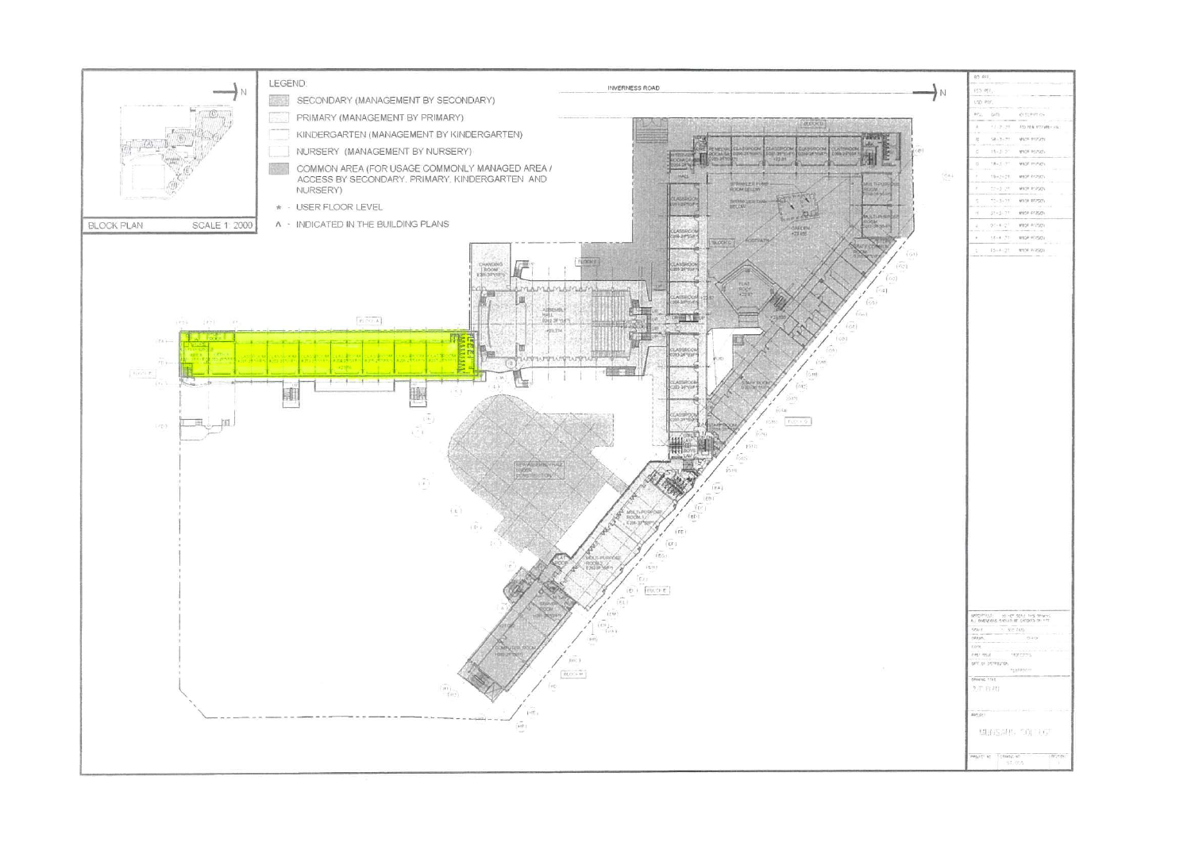BLOCK PLAN SCALE 1:2000

LEGEND:

- SECONDARY (MANAGEMENT BY SECONDARY)
- PRIMARY (MANAGEMENT BY PRIMARY)
- KINDERGARTEN (MANAGEMENT BY KINDERGARTEN)
- NURSERY (MANAGEMENT BY NURSERY)
- COMMON AREA (FOR USAGE COMMONLY MANAGED AREA / ACCESS BY SECONDARY, PRIMARY, KINDERGARTEN AND NURSERY)

\* - USER FLOOR LEVEL

^ - INDICATED IN THE BUILDING PLANS

INVERNESS ROAD

N

BLOCK A

BLOCK B

BLOCK C

BLOCK D

BLOCK E

BLOCK F

BLOCK H

ASSEMBLY HALL

CHANGING ROOM

CLASSROOM

MULTI-PURPOSE ROOM

NEW ASSEMBLY HALL UNDER CONSTRUCTION

COMPUTER ROOM

STAFF ROOM

GARDEN

MUNSANG COLLEGE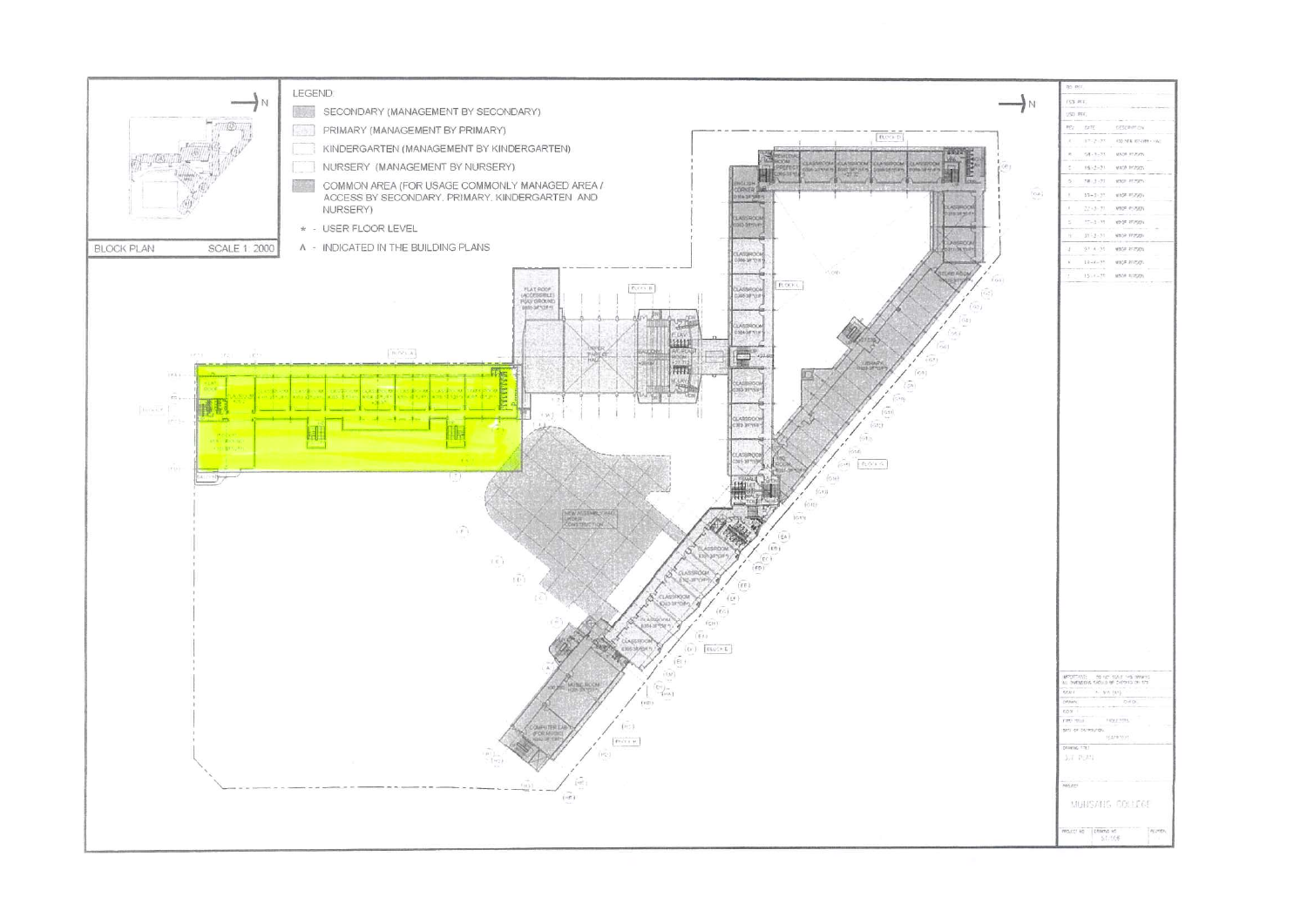BLOCK PLAN SCALE 1:2000

LEGEND:

- SECONDARY (MANAGEMENT BY SECONDARY)
- PRIMARY (MANAGEMENT BY PRIMARY)
- KINDERGARTEN (MANAGEMENT BY KINDERGARTEN)
- NURSERY (MANAGEMENT BY NURSERY)
- COMMON AREA (FOR USAGE COMMONLY MANAGED AREA / ACCESS BY SECONDARY, PRIMARY, KINDERGARTEN AND NURSERY)

\* - USER FLOOR LEVEL

A - INDICATED IN THE BUILDING PLANS

BLOCK A

BLOCK B

BLOCK C

BLOCK D

BLOCK E

BLOCK H

FLAT ROOF (ACCESSIBLE) PLAY GROUND

UPPER PART OF HALL

BALCONY

LIBRARY

STAFF ROOM

ENGLISH CORNER

CLASSROOM

MUSIC ROOM

COMPUTER LAB

NEW ASSEMBLY HALL UNDER CONSTRUCTION

MUNSANG COLLEGE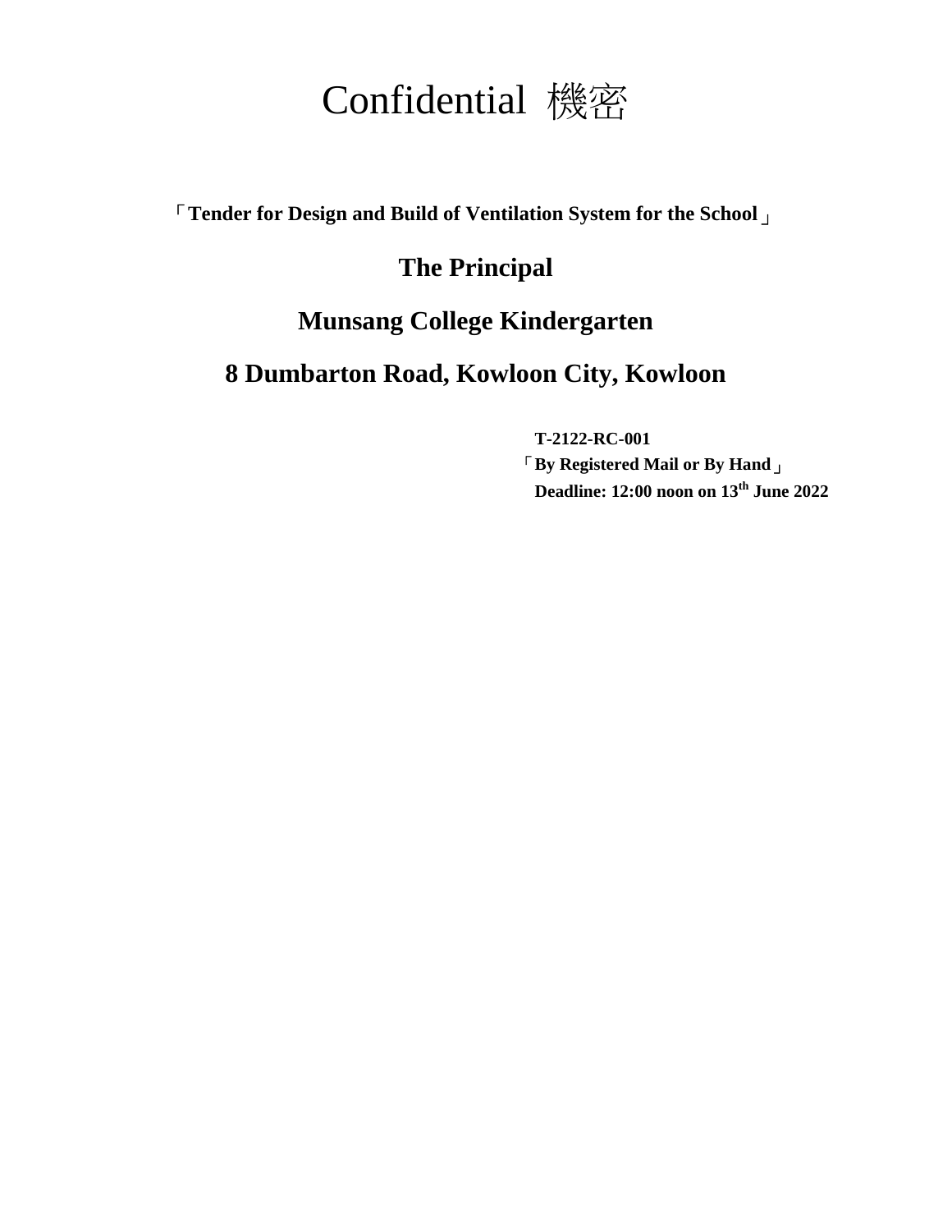# Confidential 機密

**「Tender for Design and Build of Ventilation System for the School」**

## The Principal

## Munsang College Kindergarten

## 8 Dumbarton Road, Kowloon City, Kowloon

**T-2122-RC-001**

**「By Registered Mail or By Hand」**

**Deadline: 12:00 noon on 13th June 2022**